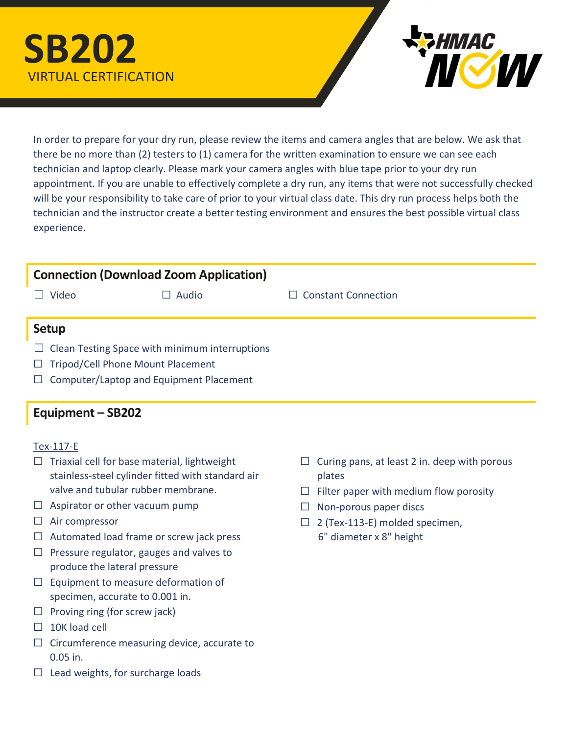# SB202

VIRTUAL CERTIFICATION

In order to prepare for your dry run, please review the items and camera angles that are below. We ask that there be no more than (2) testers to (1) camera for the written examination to ensure we can see each technician and laptop clearly. Please mark your camera angles with blue tape prior to your dry run appointment. If you are unable to effectively complete a dry run, any items that were not successfully checked will be your responsibility to take care of prior to your virtual class date. This dry run process helps both the technician and the instructor create a better testing environment and ensures the best possible virtual class experience.

## Connection (Download Zoom Application)

- ☐ Video
- ☐ Audio
- ☐ Constant Connection

## Setup

- ☐ Clean Testing Space with minimum interruptions
- ☐ Tripod/Cell Phone Mount Placement
- ☐ Computer/Laptop and Equipment Placement

## Equipment – SB202

<u>Tex-117-E</u>

- ☐ Triaxial cell for base material, lightweight stainless-steel cylinder fitted with standard air valve and tubular rubber membrane.
- ☐ Aspirator or other vacuum pump
- ☐ Air compressor
- ☐ Automated load frame or screw jack press
- ☐ Pressure regulator, gauges and valves to produce the lateral pressure
- ☐ Equipment to measure deformation of specimen, accurate to 0.001 in.
- ☐ Proving ring (for screw jack)
- ☐ 10K load cell
- ☐ Circumference measuring device, accurate to 0.05 in.
- ☐ Lead weights, for surcharge loads
- ☐ Curing pans, at least 2 in. deep with porous plates
- ☐ Filter paper with medium flow porosity
- ☐ Non-porous paper discs
- ☐ 2 (Tex-113-E) molded specimen, 6" diameter x 8" height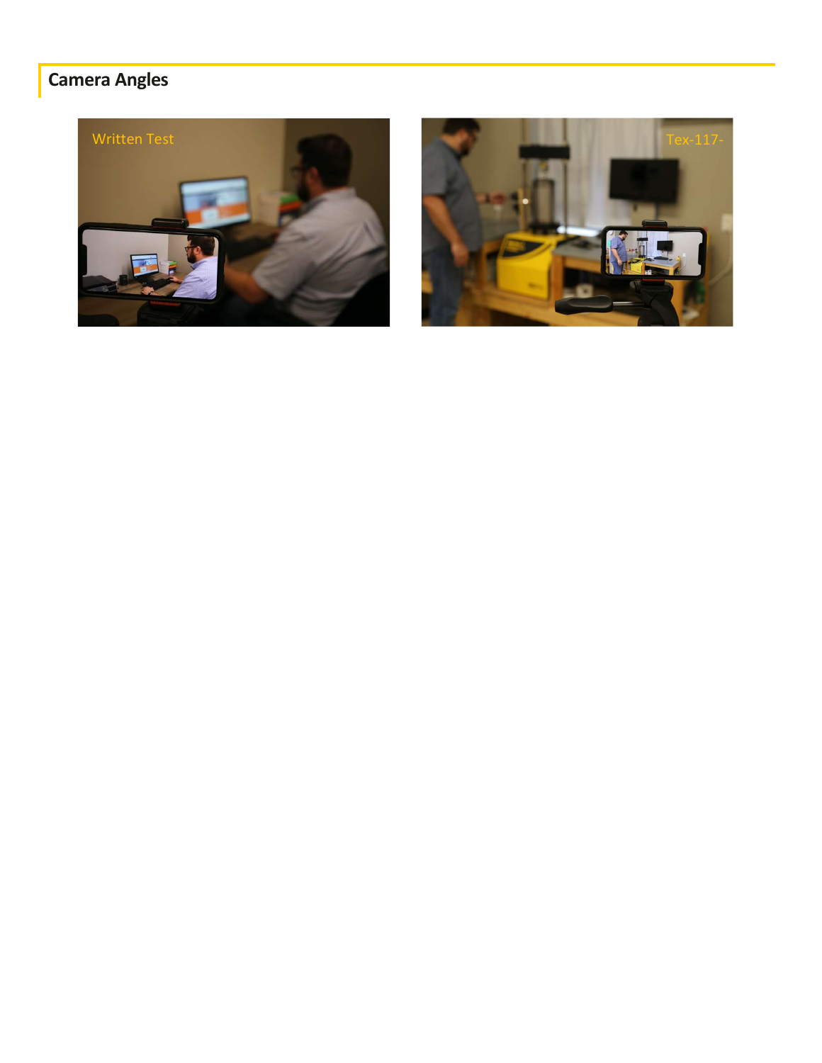## Camera Angles

Written Test

Tex-117-